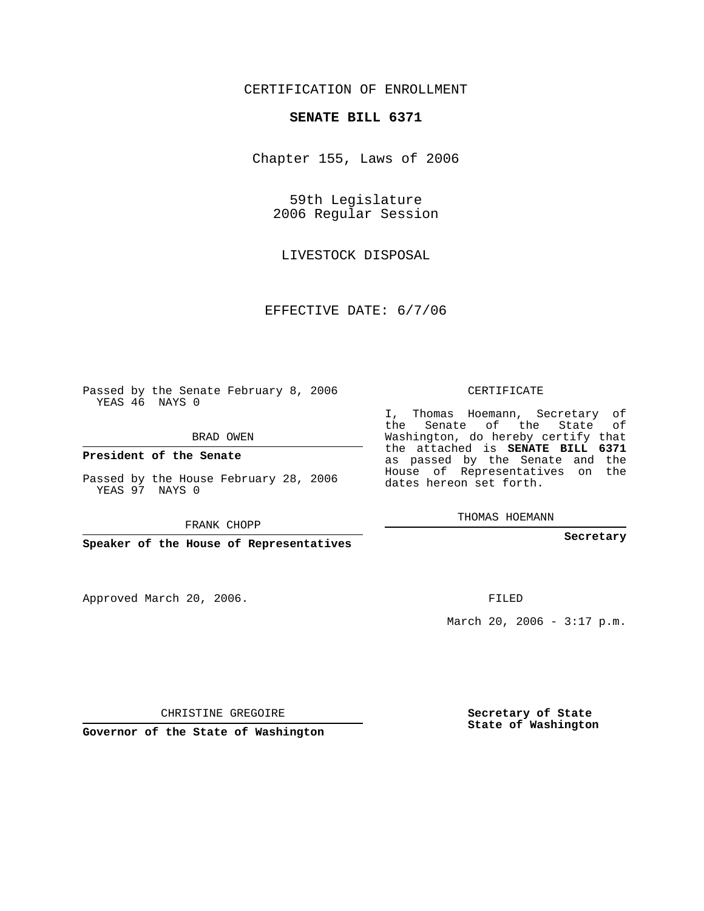CERTIFICATION OF ENROLLMENT

**SENATE BILL 6371**

Chapter 155, Laws of 2006

59th Legislature
2006 Regular Session

LIVESTOCK DISPOSAL

EFFECTIVE DATE: 6/7/06

Passed by the Senate February 8, 2006
YEAS 46 NAYS 0

BRAD OWEN

**President of the Senate**

Passed by the House February 28, 2006
YEAS 97 NAYS 0

FRANK CHOPP

**Speaker of the House of Representatives**

Approved March 20, 2006.

CHRISTINE GREGOIRE

**Governor of the State of Washington**

CERTIFICATE

I, Thomas Hoemann, Secretary of the Senate of the State of Washington, do hereby certify that the attached is **SENATE BILL 6371** as passed by the Senate and the House of Representatives on the dates hereon set forth.

THOMAS HOEMANN

**Secretary**

FILED

March 20, 2006 - 3:17 p.m.

**Secretary of State**
**State of Washington**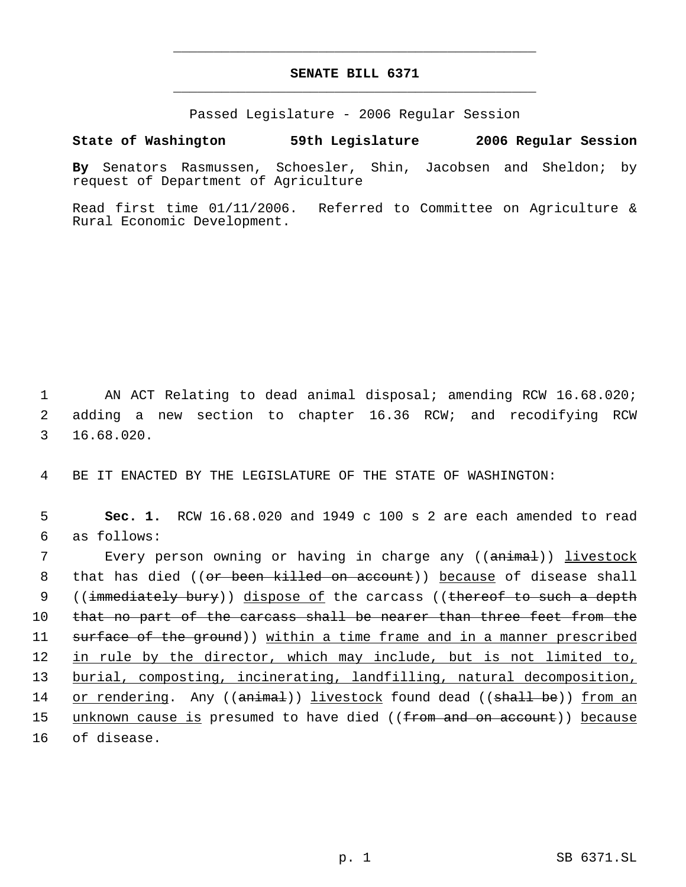# SENATE BILL 6371

Passed Legislature - 2006 Regular Session

**State of Washington 59th Legislature 2006 Regular Session**

**By** Senators Rasmussen, Schoesler, Shin, Jacobsen and Sheldon; by request of Department of Agriculture

Read first time 01/11/2006. Referred to Committee on Agriculture & Rural Economic Development.

1 AN ACT Relating to dead animal disposal; amending RCW 16.68.020;
2 adding a new section to chapter 16.36 RCW; and recodifying RCW
3 16.68.020.

4 BE IT ENACTED BY THE LEGISLATURE OF THE STATE OF WASHINGTON:

5 **Sec. 1.** RCW 16.68.020 and 1949 c 100 s 2 are each amended to read
6 as follows:

7 Every person owning or having in charge any ((~~animal~~)) <u>livestock</u>
8 that has died ((~~or been killed on account~~)) <u>because</u> of disease shall
9 ((~~immediately bury~~)) <u>dispose of</u> the carcass ((~~thereof to such a depth~~
10 ~~that no part of the carcass shall be nearer than three feet from the~~
11 ~~surface of the ground~~)) <u>within a time frame and in a manner prescribed</u>
12 <u>in rule by the director, which may include, but is not limited to,</u>
13 <u>burial, composting, incinerating, landfilling, natural decomposition,</u>
14 <u>or rendering</u>. Any ((~~animal~~)) <u>livestock</u> found dead ((~~shall be~~)) <u>from an</u>
15 <u>unknown cause is</u> presumed to have died ((~~from and on account~~)) <u>because</u>
16 of disease.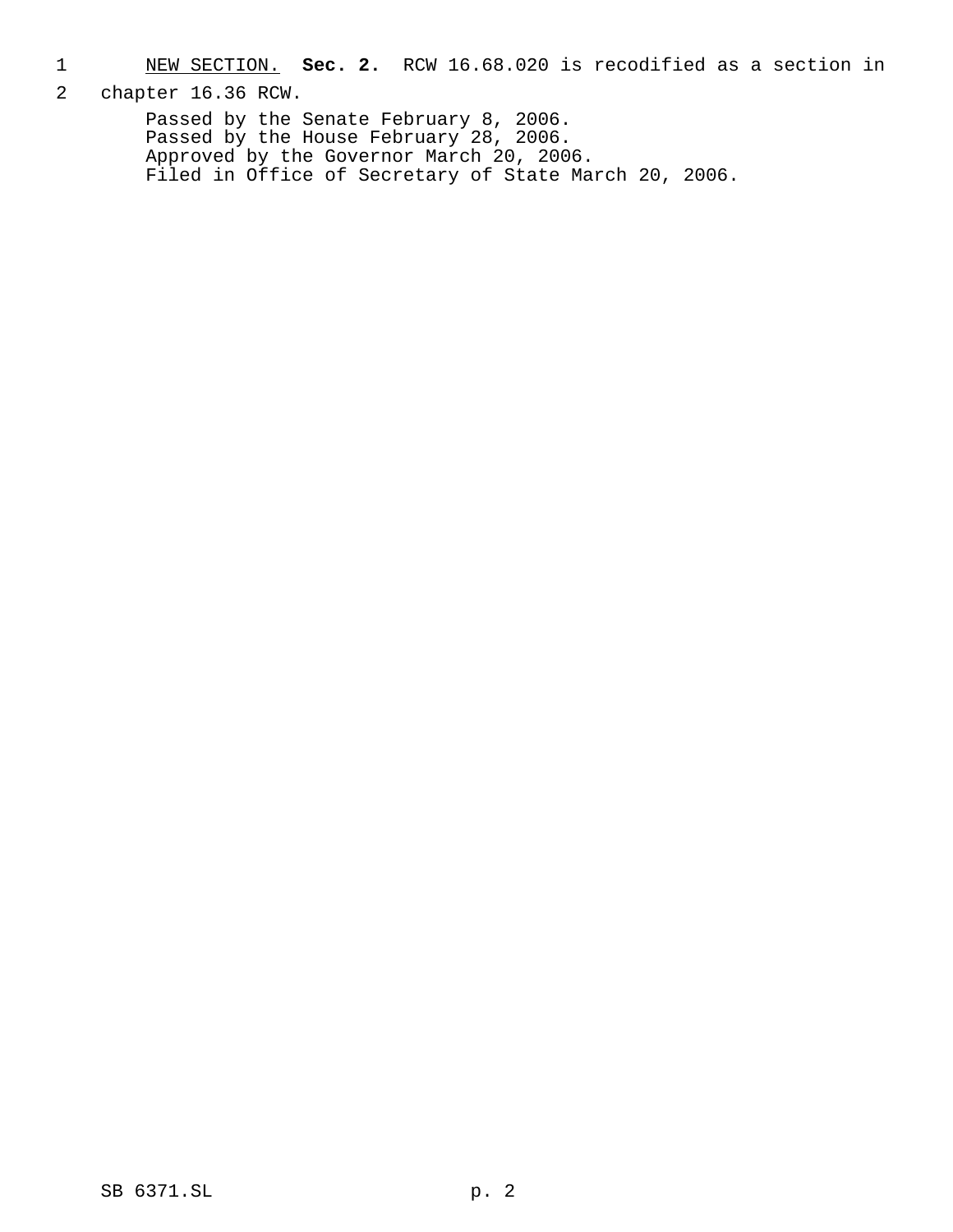NEW SECTION. **Sec. 2.** RCW 16.68.020 is recodified as a section in chapter 16.36 RCW.

Passed by the Senate February 8, 2006.
Passed by the House February 28, 2006.
Approved by the Governor March 20, 2006.
Filed in Office of Secretary of State March 20, 2006.